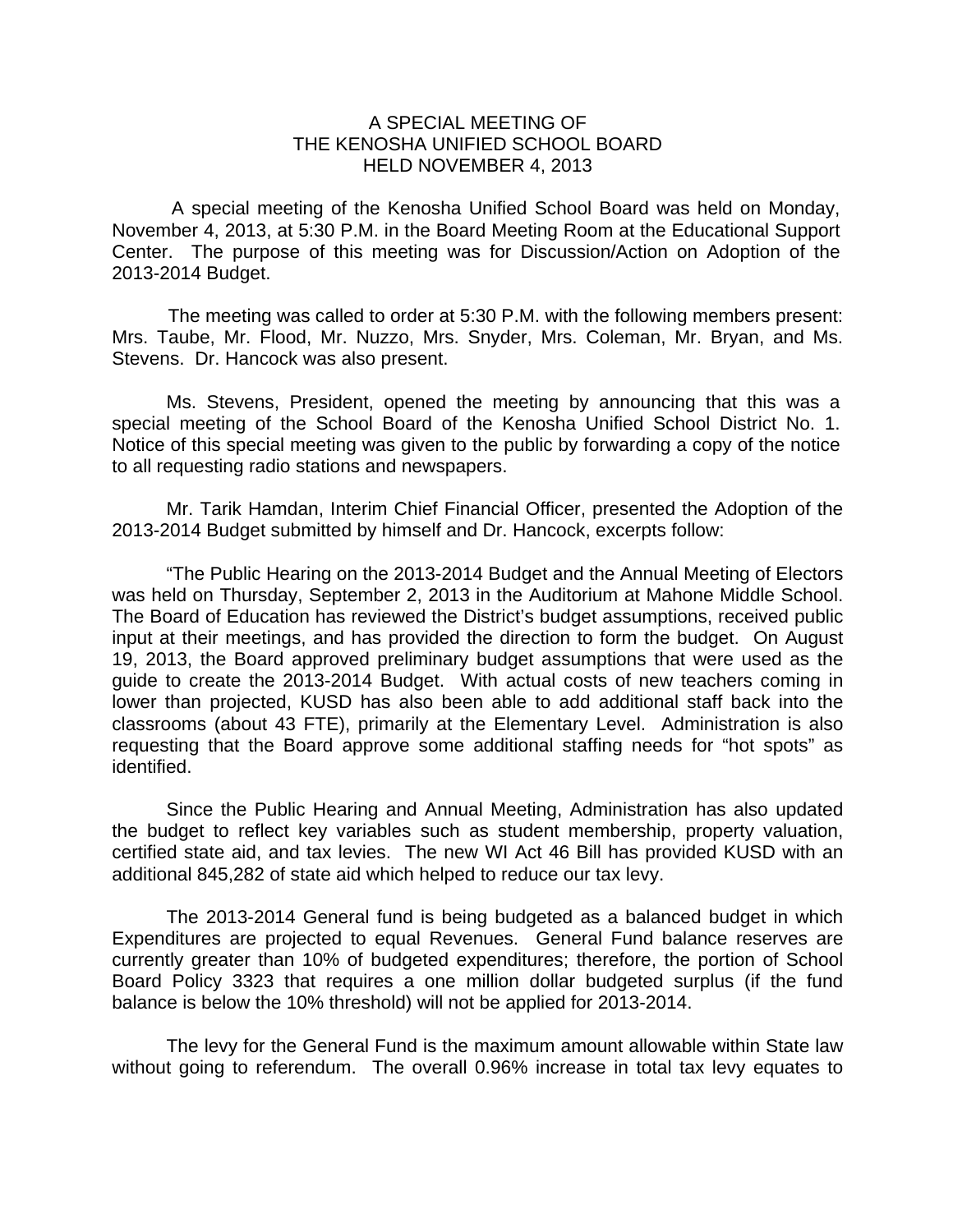# A SPECIAL MEETING OF THE KENOSHA UNIFIED SCHOOL BOARD HELD NOVEMBER 4, 2013

A special meeting of the Kenosha Unified School Board was held on Monday, November 4, 2013, at 5:30 P.M. in the Board Meeting Room at the Educational Support Center. The purpose of this meeting was for Discussion/Action on Adoption of the 2013-2014 Budget.

The meeting was called to order at 5:30 P.M. with the following members present: Mrs. Taube, Mr. Flood, Mr. Nuzzo, Mrs. Snyder, Mrs. Coleman, Mr. Bryan, and Ms. Stevens. Dr. Hancock was also present.

Ms. Stevens, President, opened the meeting by announcing that this was a special meeting of the School Board of the Kenosha Unified School District No. 1. Notice of this special meeting was given to the public by forwarding a copy of the notice to all requesting radio stations and newspapers.

Mr. Tarik Hamdan, Interim Chief Financial Officer, presented the Adoption of the 2013-2014 Budget submitted by himself and Dr. Hancock, excerpts follow:

"The Public Hearing on the 2013-2014 Budget and the Annual Meeting of Electors was held on Thursday, September 2, 2013 in the Auditorium at Mahone Middle School. The Board of Education has reviewed the District's budget assumptions, received public input at their meetings, and has provided the direction to form the budget. On August 19, 2013, the Board approved preliminary budget assumptions that were used as the guide to create the 2013-2014 Budget. With actual costs of new teachers coming in lower than projected, KUSD has also been able to add additional staff back into the classrooms (about 43 FTE), primarily at the Elementary Level. Administration is also requesting that the Board approve some additional staffing needs for "hot spots" as identified.

Since the Public Hearing and Annual Meeting, Administration has also updated the budget to reflect key variables such as student membership, property valuation, certified state aid, and tax levies. The new WI Act 46 Bill has provided KUSD with an additional 845,282 of state aid which helped to reduce our tax levy.

The 2013-2014 General fund is being budgeted as a balanced budget in which Expenditures are projected to equal Revenues. General Fund balance reserves are currently greater than 10% of budgeted expenditures; therefore, the portion of School Board Policy 3323 that requires a one million dollar budgeted surplus (if the fund balance is below the 10% threshold) will not be applied for 2013-2014.

The levy for the General Fund is the maximum amount allowable within State law without going to referendum. The overall 0.96% increase in total tax levy equates to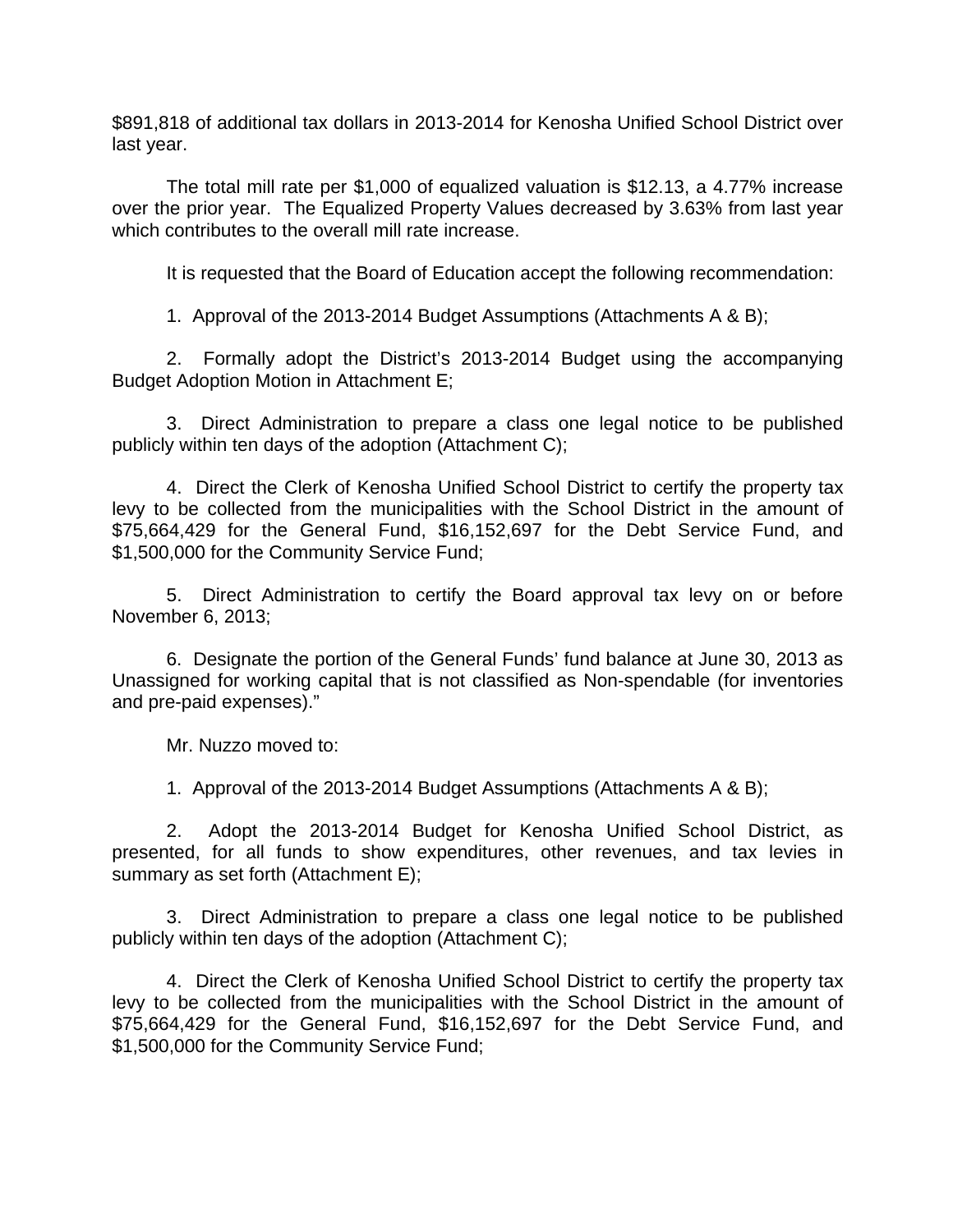$891,818 of additional tax dollars in 2013-2014 for Kenosha Unified School District over last year.

The total mill rate per $1,000 of equalized valuation is $12.13, a 4.77% increase over the prior year. The Equalized Property Values decreased by 3.63% from last year which contributes to the overall mill rate increase.

It is requested that the Board of Education accept the following recommendation:

1. Approval of the 2013-2014 Budget Assumptions (Attachments A & B);

2. Formally adopt the District's 2013-2014 Budget using the accompanying Budget Adoption Motion in Attachment E;

3. Direct Administration to prepare a class one legal notice to be published publicly within ten days of the adoption (Attachment C);

4. Direct the Clerk of Kenosha Unified School District to certify the property tax levy to be collected from the municipalities with the School District in the amount of $75,664,429 for the General Fund, $16,152,697 for the Debt Service Fund, and $1,500,000 for the Community Service Fund;

5. Direct Administration to certify the Board approval tax levy on or before November 6, 2013;

6. Designate the portion of the General Funds' fund balance at June 30, 2013 as Unassigned for working capital that is not classified as Non-spendable (for inventories and pre-paid expenses)."

Mr. Nuzzo moved to:

1. Approval of the 2013-2014 Budget Assumptions (Attachments A & B);

2. Adopt the 2013-2014 Budget for Kenosha Unified School District, as presented, for all funds to show expenditures, other revenues, and tax levies in summary as set forth (Attachment E);

3. Direct Administration to prepare a class one legal notice to be published publicly within ten days of the adoption (Attachment C);

4. Direct the Clerk of Kenosha Unified School District to certify the property tax levy to be collected from the municipalities with the School District in the amount of $75,664,429 for the General Fund, $16,152,697 for the Debt Service Fund, and $1,500,000 for the Community Service Fund;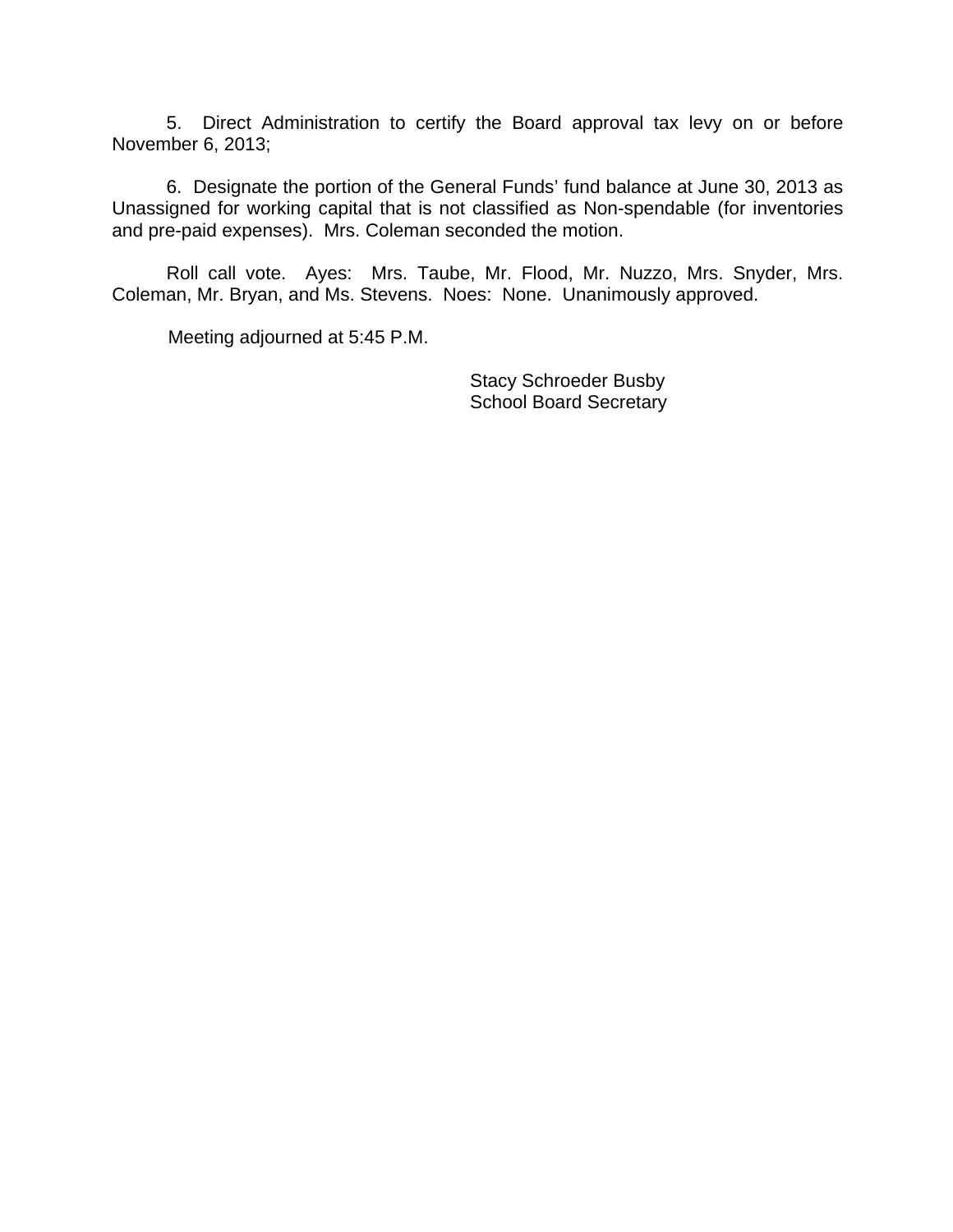5. Direct Administration to certify the Board approval tax levy on or before November 6, 2013;

6. Designate the portion of the General Funds' fund balance at June 30, 2013 as Unassigned for working capital that is not classified as Non-spendable (for inventories and pre-paid expenses). Mrs. Coleman seconded the motion.

Roll call vote. Ayes: Mrs. Taube, Mr. Flood, Mr. Nuzzo, Mrs. Snyder, Mrs. Coleman, Mr. Bryan, and Ms. Stevens. Noes: None. Unanimously approved.

Meeting adjourned at 5:45 P.M.

Stacy Schroeder Busby
School Board Secretary